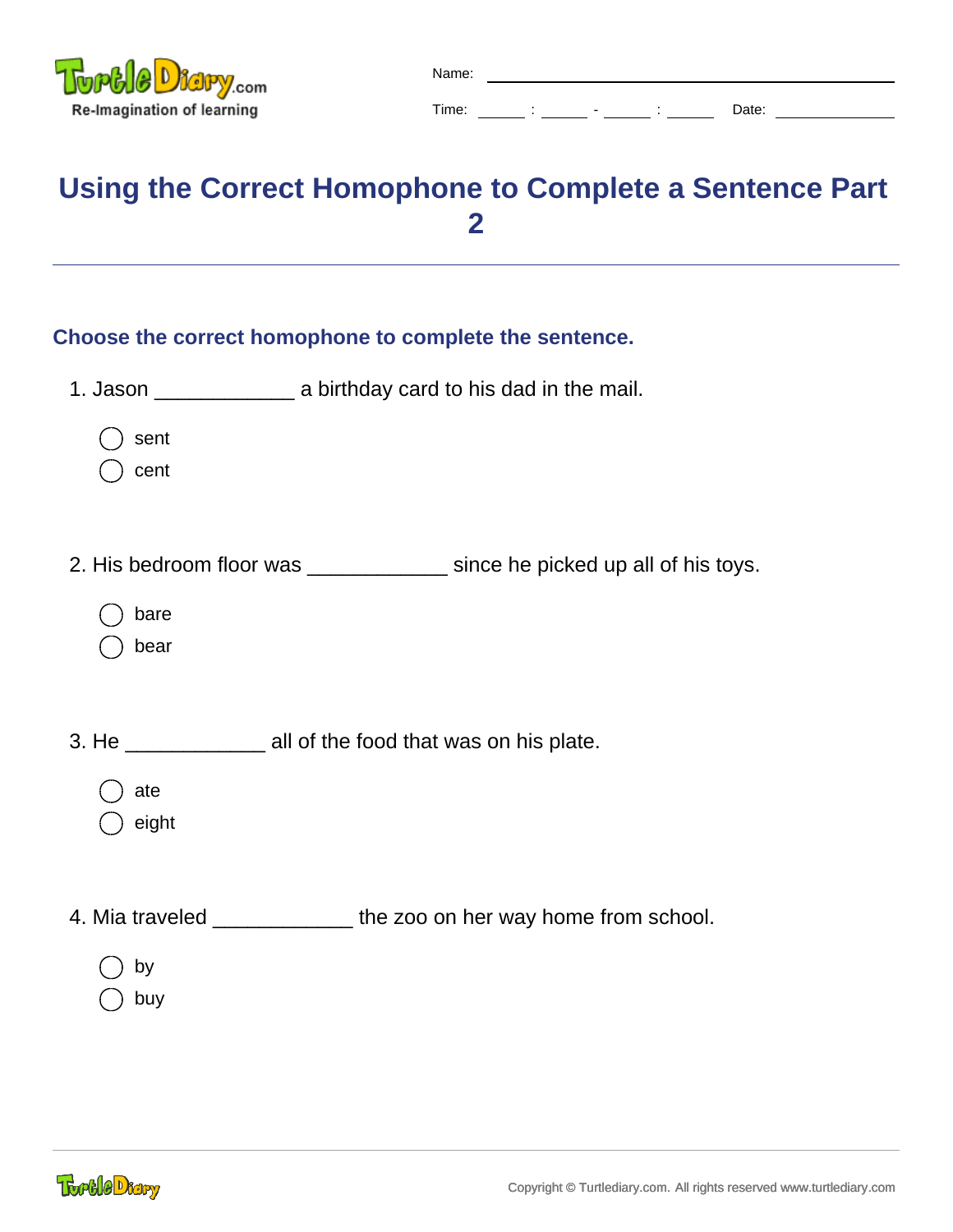Name: ______________________

Time: _____ : _____ - _____ : _____ Date: __________

# Using the Correct Homophone to Complete a Sentence Part 2

## Choose the correct homophone to complete the sentence.

1. Jason ____________ a birthday card to his dad in the mail.

   ◯ sent
   ◯ cent

2. His bedroom floor was ____________ since he picked up all of his toys.

   ◯ bare
   ◯ bear

3. He ____________ all of the food that was on his plate.

   ◯ ate
   ◯ eight

4. Mia traveled ____________ the zoo on her way home from school.

   ◯ by
   ◯ buy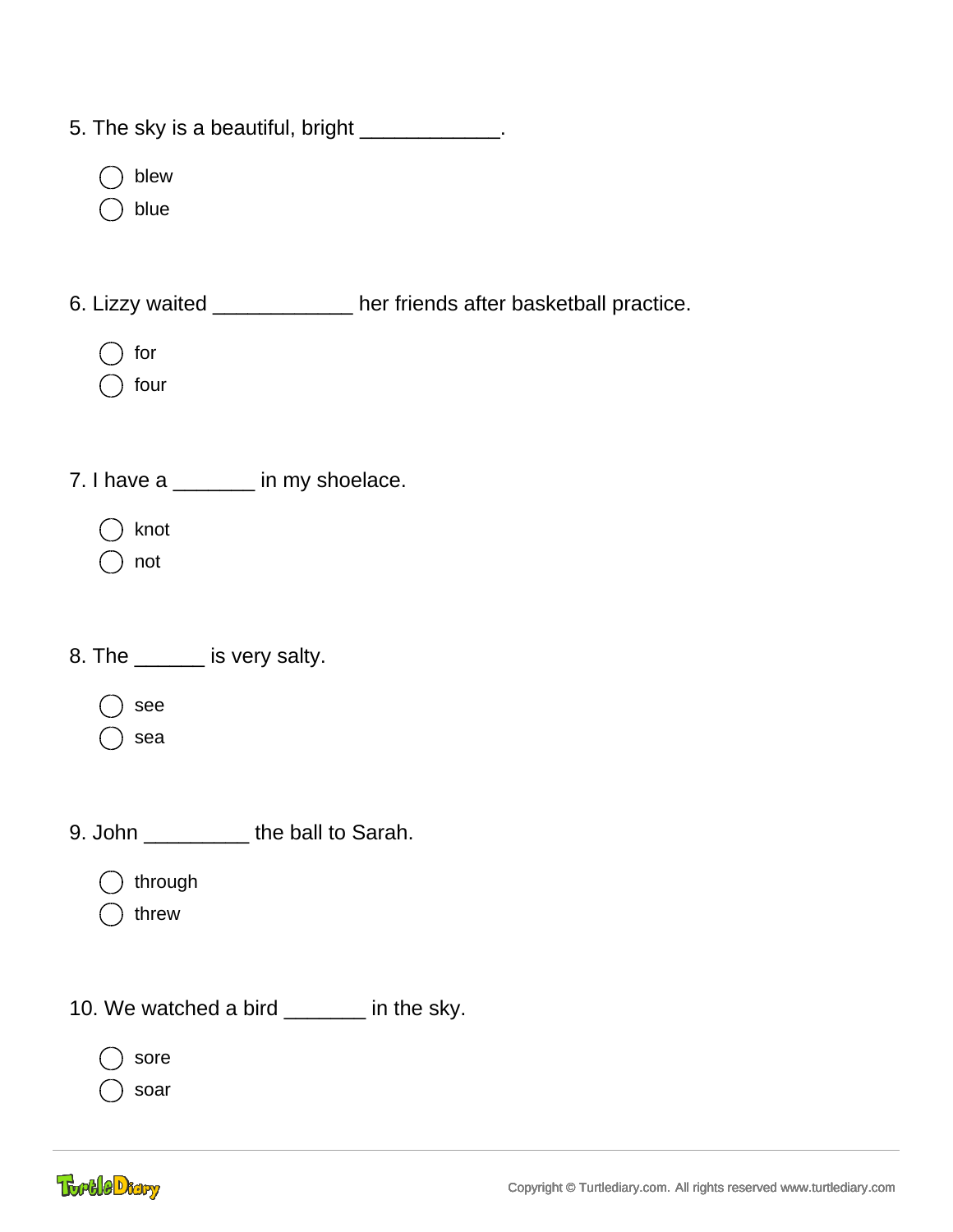5. The sky is a beautiful, bright ____________.

- ◯ blew
- ◯ blue

6. Lizzy waited ____________ her friends after basketball practice.

- ◯ for
- ◯ four

7. I have a _______ in my shoelace.

- ◯ knot
- ◯ not

8. The ______ is very salty.

- ◯ see
- ◯ sea

9. John _________ the ball to Sarah.

- ◯ through
- ◯ threw

10. We watched a bird _______ in the sky.

- ◯ sore
- ◯ soar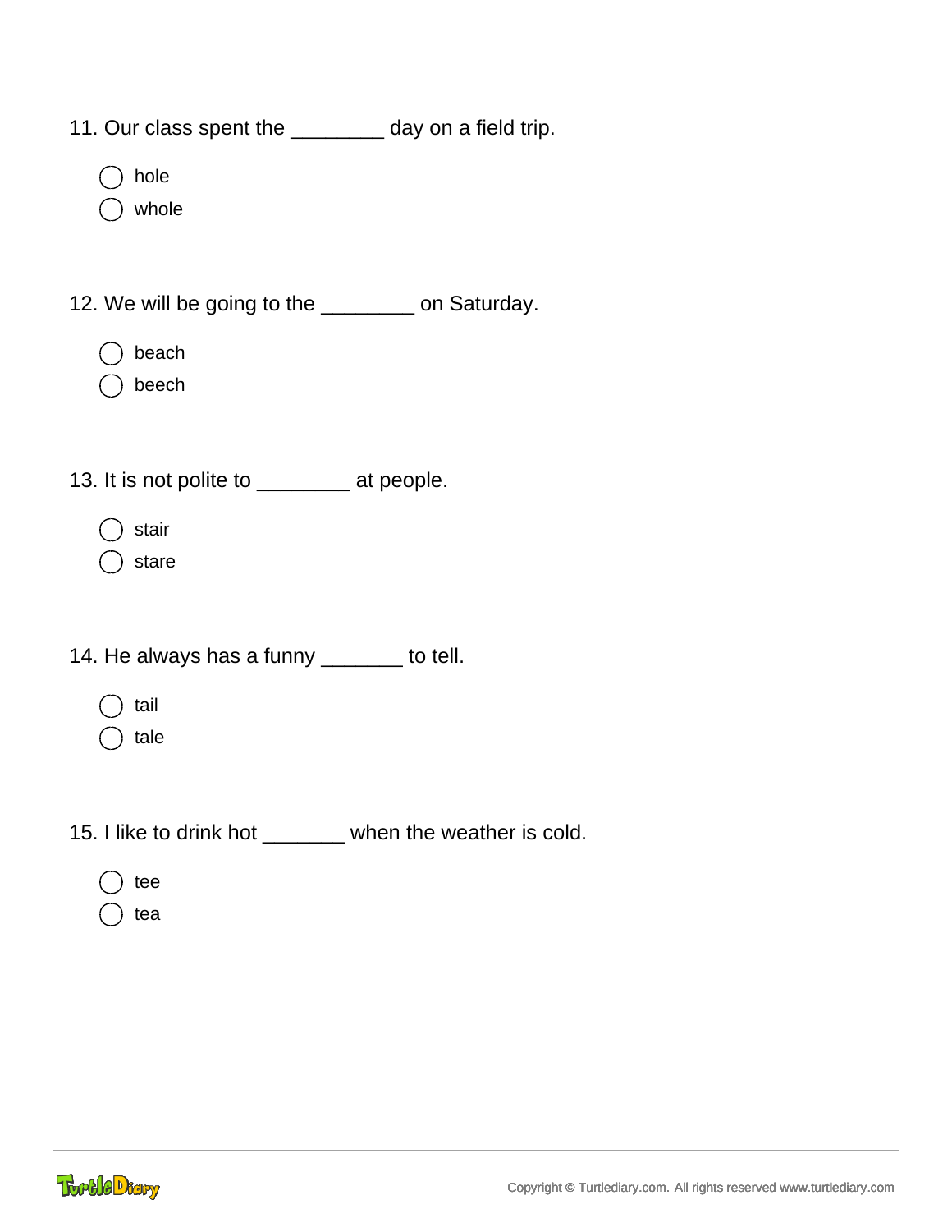11. Our class spent the ________ day on a field trip.

- ◯ hole
- ◯ whole

12. We will be going to the ________ on Saturday.

- ◯ beach
- ◯ beech

13. It is not polite to ________ at people.

- ◯ stair
- ◯ stare

14. He always has a funny _______ to tell.

- ◯ tail
- ◯ tale

15. I like to drink hot _______ when the weather is cold.

- ◯ tee
- ◯ tea